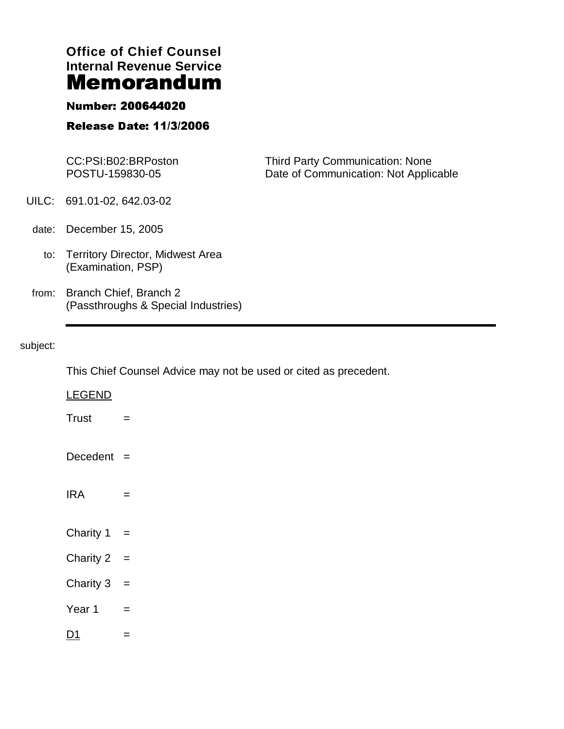**Office of Chief Counsel**
**Internal Revenue Service**
# Memorandum

**Number: 200644020**

**Release Date: 11/3/2006**

CC:PSI:B02:BRPoston
POSTU-159830-05

Third Party Communication: None
Date of Communication: Not Applicable

UILC: 691.01-02, 642.03-02

date: December 15, 2005

to: Territory Director, Midwest Area
(Examination, PSP)

from: Branch Chief, Branch 2
(Passthroughs & Special Industries)

---

subject:

This Chief Counsel Advice may not be used or cited as precedent.

LEGEND

Trust =

Decedent =

IRA =

Charity 1 =

Charity 2 =

Charity 3 =

Year 1 =

D1 =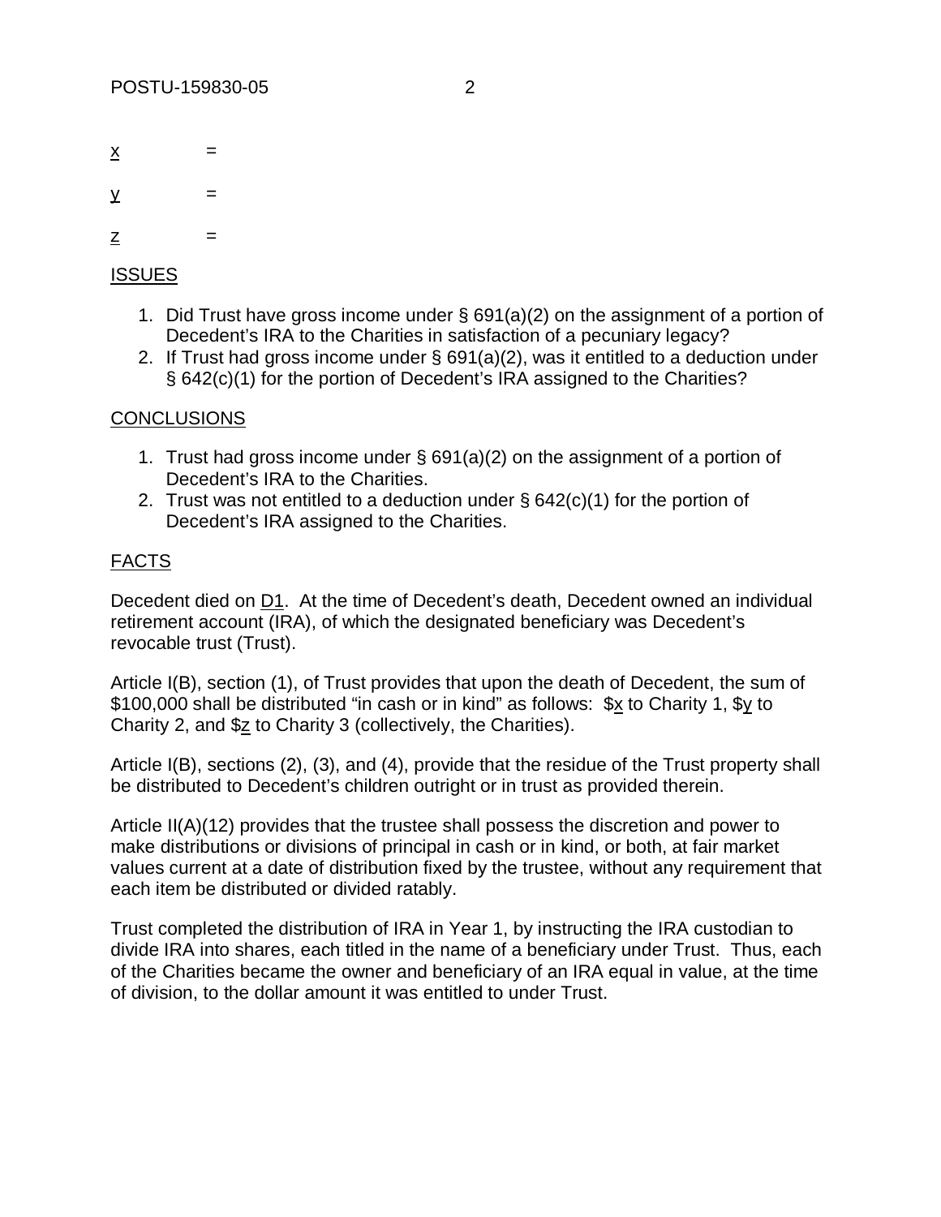x =

y =

z =

## ISSUES

1. Did Trust have gross income under § 691(a)(2) on the assignment of a portion of Decedent's IRA to the Charities in satisfaction of a pecuniary legacy?
2. If Trust had gross income under § 691(a)(2), was it entitled to a deduction under § 642(c)(1) for the portion of Decedent's IRA assigned to the Charities?

## CONCLUSIONS

1. Trust had gross income under § 691(a)(2) on the assignment of a portion of Decedent's IRA to the Charities.
2. Trust was not entitled to a deduction under § 642(c)(1) for the portion of Decedent's IRA assigned to the Charities.

## FACTS

Decedent died on D1. At the time of Decedent's death, Decedent owned an individual retirement account (IRA), of which the designated beneficiary was Decedent's revocable trust (Trust).

Article I(B), section (1), of Trust provides that upon the death of Decedent, the sum of $100,000 shall be distributed "in cash or in kind" as follows: $x to Charity 1, $y to Charity 2, and $z to Charity 3 (collectively, the Charities).

Article I(B), sections (2), (3), and (4), provide that the residue of the Trust property shall be distributed to Decedent's children outright or in trust as provided therein.

Article II(A)(12) provides that the trustee shall possess the discretion and power to make distributions or divisions of principal in cash or in kind, or both, at fair market values current at a date of distribution fixed by the trustee, without any requirement that each item be distributed or divided ratably.

Trust completed the distribution of IRA in Year 1, by instructing the IRA custodian to divide IRA into shares, each titled in the name of a beneficiary under Trust. Thus, each of the Charities became the owner and beneficiary of an IRA equal in value, at the time of division, to the dollar amount it was entitled to under Trust.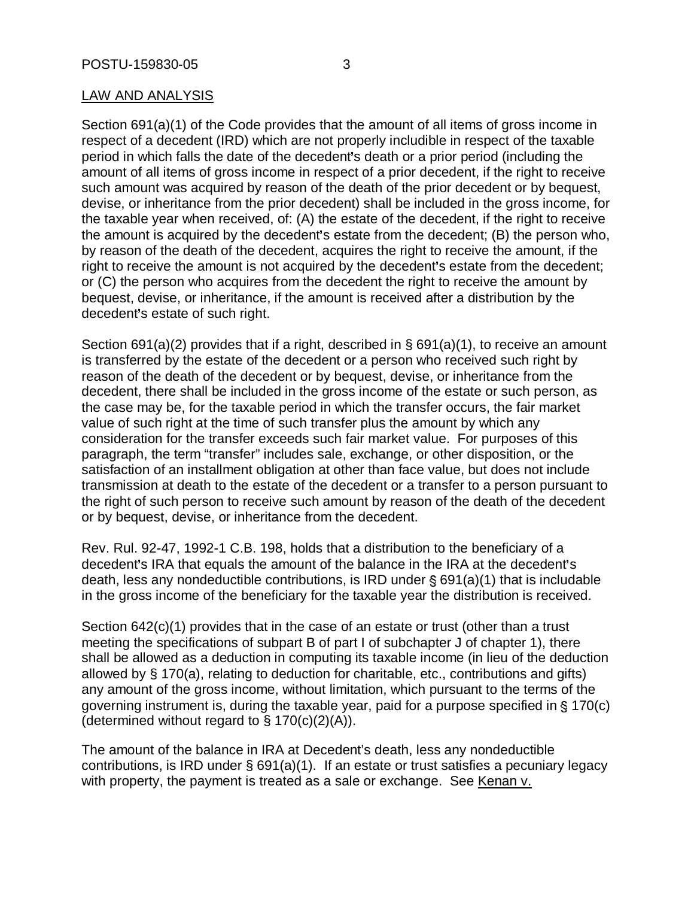LAW AND ANALYSIS

Section 691(a)(1) of the Code provides that the amount of all items of gross income in respect of a decedent (IRD) which are not properly includible in respect of the taxable period in which falls the date of the decedent's death or a prior period (including the amount of all items of gross income in respect of a prior decedent, if the right to receive such amount was acquired by reason of the death of the prior decedent or by bequest, devise, or inheritance from the prior decedent) shall be included in the gross income, for the taxable year when received, of: (A) the estate of the decedent, if the right to receive the amount is acquired by the decedent's estate from the decedent; (B) the person who, by reason of the death of the decedent, acquires the right to receive the amount, if the right to receive the amount is not acquired by the decedent's estate from the decedent; or (C) the person who acquires from the decedent the right to receive the amount by bequest, devise, or inheritance, if the amount is received after a distribution by the decedent's estate of such right.

Section 691(a)(2) provides that if a right, described in § 691(a)(1), to receive an amount is transferred by the estate of the decedent or a person who received such right by reason of the death of the decedent or by bequest, devise, or inheritance from the decedent, there shall be included in the gross income of the estate or such person, as the case may be, for the taxable period in which the transfer occurs, the fair market value of such right at the time of such transfer plus the amount by which any consideration for the transfer exceeds such fair market value. For purposes of this paragraph, the term "transfer" includes sale, exchange, or other disposition, or the satisfaction of an installment obligation at other than face value, but does not include transmission at death to the estate of the decedent or a transfer to a person pursuant to the right of such person to receive such amount by reason of the death of the decedent or by bequest, devise, or inheritance from the decedent.

Rev. Rul. 92-47, 1992-1 C.B. 198, holds that a distribution to the beneficiary of a decedent's IRA that equals the amount of the balance in the IRA at the decedent's death, less any nondeductible contributions, is IRD under § 691(a)(1) that is includable in the gross income of the beneficiary for the taxable year the distribution is received.

Section 642(c)(1) provides that in the case of an estate or trust (other than a trust meeting the specifications of subpart B of part I of subchapter J of chapter 1), there shall be allowed as a deduction in computing its taxable income (in lieu of the deduction allowed by § 170(a), relating to deduction for charitable, etc., contributions and gifts) any amount of the gross income, without limitation, which pursuant to the terms of the governing instrument is, during the taxable year, paid for a purpose specified in § 170(c) (determined without regard to § 170(c)(2)(A)).

The amount of the balance in IRA at Decedent's death, less any nondeductible contributions, is IRD under § 691(a)(1). If an estate or trust satisfies a pecuniary legacy with property, the payment is treated as a sale or exchange. See Kenan v.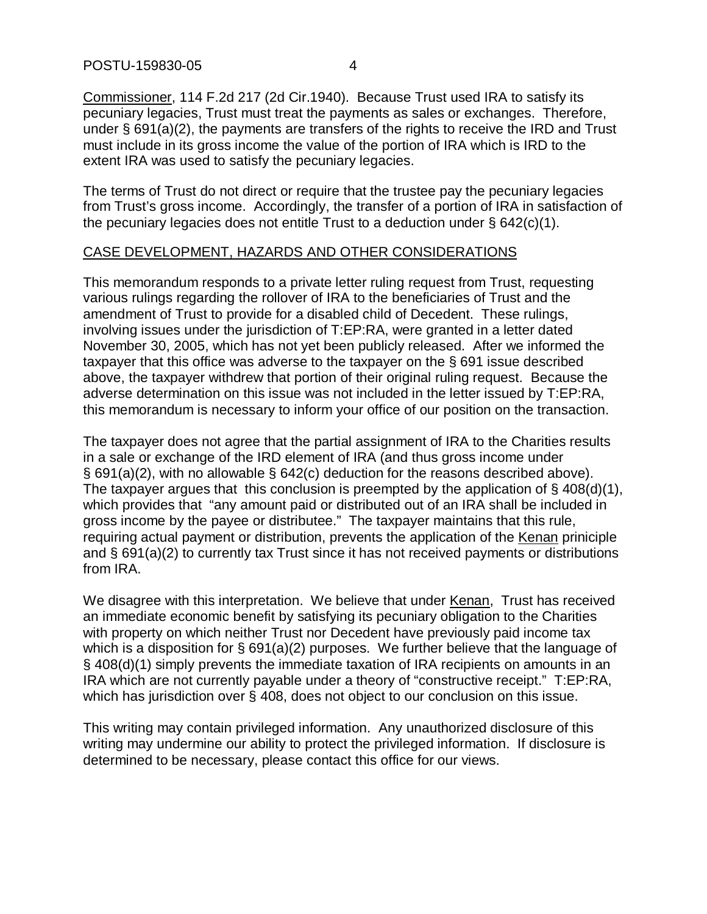Commissioner, 114 F.2d 217 (2d Cir.1940). Because Trust used IRA to satisfy its pecuniary legacies, Trust must treat the payments as sales or exchanges. Therefore, under § 691(a)(2), the payments are transfers of the rights to receive the IRD and Trust must include in its gross income the value of the portion of IRA which is IRD to the extent IRA was used to satisfy the pecuniary legacies.

The terms of Trust do not direct or require that the trustee pay the pecuniary legacies from Trust's gross income. Accordingly, the transfer of a portion of IRA in satisfaction of the pecuniary legacies does not entitle Trust to a deduction under § 642(c)(1).

## CASE DEVELOPMENT, HAZARDS AND OTHER CONSIDERATIONS

This memorandum responds to a private letter ruling request from Trust, requesting various rulings regarding the rollover of IRA to the beneficiaries of Trust and the amendment of Trust to provide for a disabled child of Decedent. These rulings, involving issues under the jurisdiction of T:EP:RA, were granted in a letter dated November 30, 2005, which has not yet been publicly released. After we informed the taxpayer that this office was adverse to the taxpayer on the § 691 issue described above, the taxpayer withdrew that portion of their original ruling request. Because the adverse determination on this issue was not included in the letter issued by T:EP:RA, this memorandum is necessary to inform your office of our position on the transaction.

The taxpayer does not agree that the partial assignment of IRA to the Charities results in a sale or exchange of the IRD element of IRA (and thus gross income under § 691(a)(2), with no allowable § 642(c) deduction for the reasons described above). The taxpayer argues that this conclusion is preempted by the application of § 408(d)(1), which provides that "any amount paid or distributed out of an IRA shall be included in gross income by the payee or distributee." The taxpayer maintains that this rule, requiring actual payment or distribution, prevents the application of the Kenan priniciple and § 691(a)(2) to currently tax Trust since it has not received payments or distributions from IRA.

We disagree with this interpretation. We believe that under Kenan, Trust has received an immediate economic benefit by satisfying its pecuniary obligation to the Charities with property on which neither Trust nor Decedent have previously paid income tax which is a disposition for § 691(a)(2) purposes. We further believe that the language of § 408(d)(1) simply prevents the immediate taxation of IRA recipients on amounts in an IRA which are not currently payable under a theory of "constructive receipt." T:EP:RA, which has jurisdiction over § 408, does not object to our conclusion on this issue.

This writing may contain privileged information. Any unauthorized disclosure of this writing may undermine our ability to protect the privileged information. If disclosure is determined to be necessary, please contact this office for our views.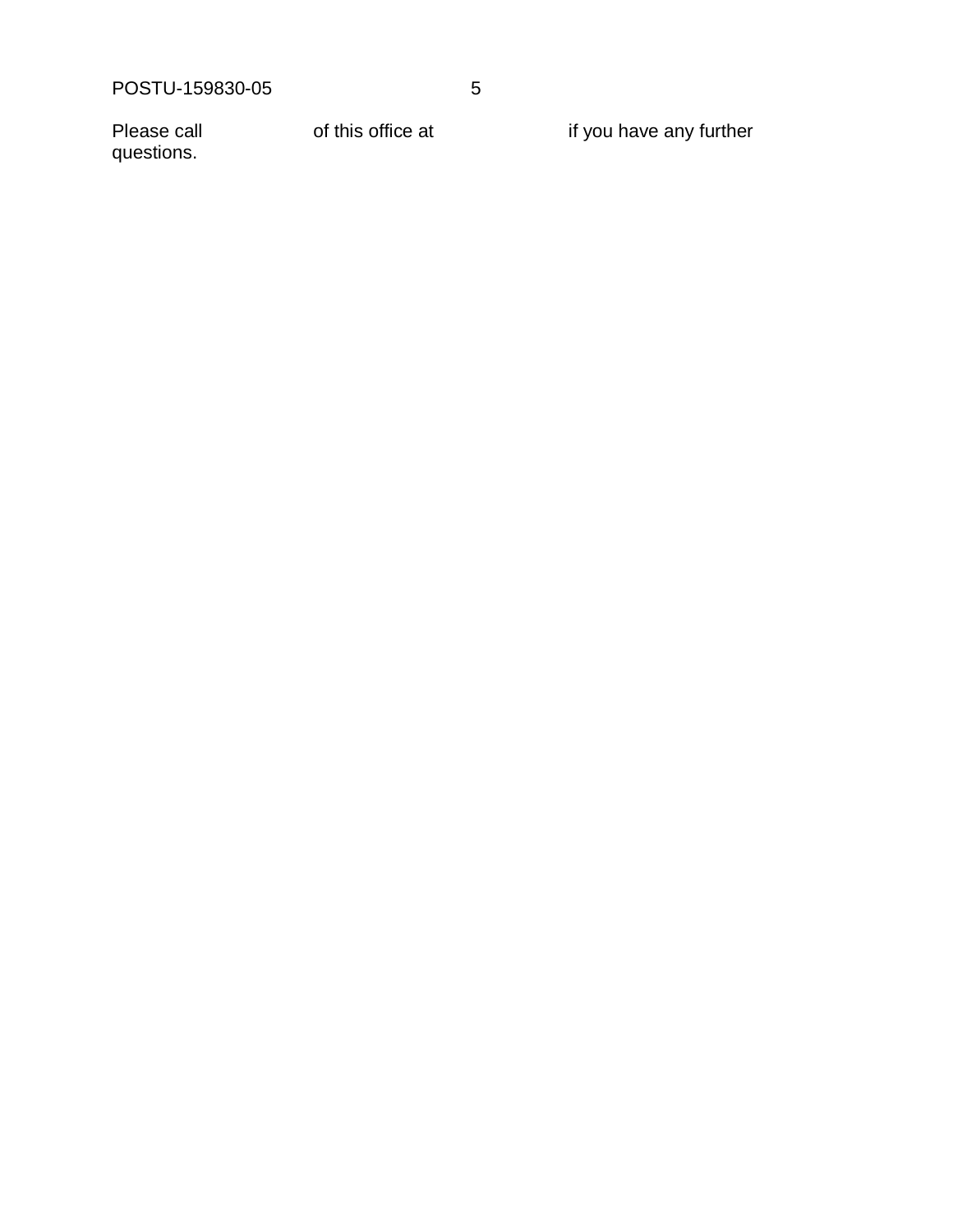Please call of this office at if you have any further questions.